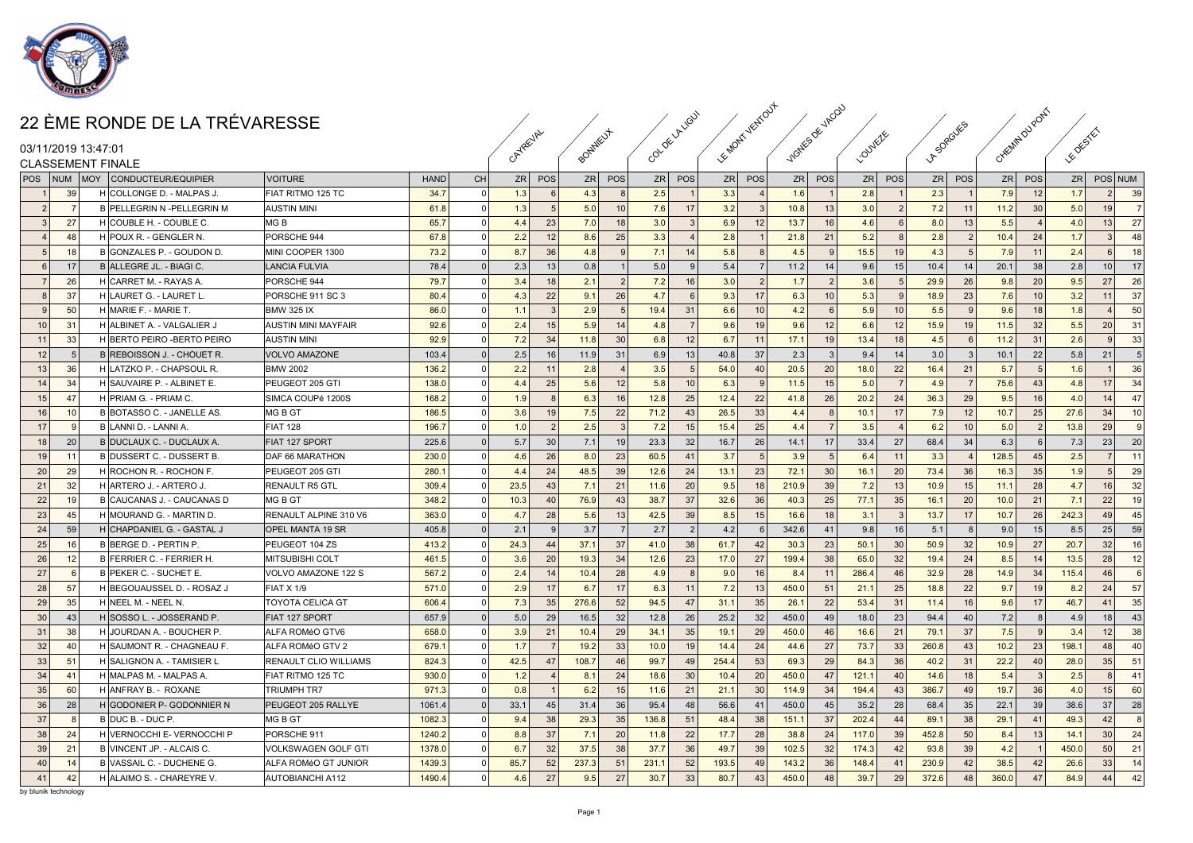# 22 ÈME RONDE DE LA TRÉVARESSE

03/11/2019 13:47:01

CLASSEMENT FINALE

| POS | NUM | MOY | CONDUCTEUR/EQUIPIER | VOITURE | HAND | CH | CAYREVAL ZR | POS | BONNIEUX ZR | POS | COL DE LA LIGUI ZR | POS | LE MONT VENTOUX ZR | POS | VIGNES DE VACQU ZR | POS | L'OUVEZE ZR | POS | LA SORGUES ZR | POS | CHEMIN DU PONT ZR | POS | LE DESTET ZR | POS | NUM |
|---|---|---|---|---|---|---|---|---|---|---|---|---|---|---|---|---|---|---|---|---|---|---|---|---|---|
| 1 | 39 | H | COLLONGE D. - MALPAS J. | FIAT RITMO 125 TC | 34.7 | 0 | 1.3 | 6 | 4.3 | 8 | 2.5 | 1 | 3.3 | 4 | 1.6 | 1 | 2.8 | 1 | 2.3 | 1 | 7.9 | 12 | 1.7 | 2 | 39 |
| 2 | 7 | B | PELLEGRIN N -PELLEGRIN M | AUSTIN MINI | 61.8 | 0 | 1.3 | 5 | 5.0 | 10 | 7.6 | 17 | 3.2 | 3 | 10.8 | 13 | 3.0 | 2 | 7.2 | 11 | 11.2 | 30 | 5.0 | 19 | 7 |
| 3 | 27 | H | COUBLE H. - COUBLE C. | MG B | 65.7 | 0 | 4.4 | 23 | 7.0 | 18 | 3.0 | 3 | 6.9 | 12 | 13.7 | 16 | 4.6 | 6 | 8.0 | 13 | 5.5 | 4 | 4.0 | 13 | 27 |
| 4 | 48 | H | POUX R. - GENGLER N. | PORSCHE 944 | 67.8 | 0 | 2.2 | 12 | 8.6 | 25 | 3.3 | 4 | 2.8 | 1 | 21.8 | 21 | 5.2 | 8 | 2.8 | 2 | 10.4 | 24 | 1.7 | 3 | 48 |
| 5 | 18 | B | GONZALES P. - GOUDON D. | MINI COOPER 1300 | 73.2 | 0 | 8.7 | 36 | 4.8 | 9 | 7.1 | 14 | 5.8 | 8 | 4.5 | 9 | 15.5 | 19 | 4.3 | 5 | 7.9 | 11 | 2.4 | 6 | 18 |
| 6 | 17 | B | ALLEGRE JL. - BIAGI C. | LANCIA FULVIA | 78.4 | 0 | 2.3 | 13 | 0.8 | 1 | 5.0 | 9 | 5.4 | 7 | 11.2 | 14 | 9.6 | 15 | 10.4 | 14 | 20.1 | 38 | 2.8 | 10 | 17 |
| 7 | 26 | H | CARRET M. - RAYAS A. | PORSCHE 944 | 79.7 | 0 | 3.4 | 18 | 2.1 | 2 | 7.2 | 16 | 3.0 | 2 | 1.7 | 2 | 3.6 | 5 | 29.9 | 26 | 9.8 | 20 | 9.5 | 27 | 26 |
| 8 | 37 | H | LAURET G. - LAURET L. | PORSCHE 911 SC 3 | 80.4 | 0 | 4.3 | 22 | 9.1 | 26 | 4.7 | 6 | 9.3 | 17 | 6.3 | 10 | 5.3 | 9 | 18.9 | 23 | 7.6 | 10 | 3.2 | 11 | 37 |
| 9 | 50 | H | MARIE F. - MARIE T. | BMW 325 IX | 86.0 | 0 | 1.1 | 3 | 2.9 | 5 | 19.4 | 31 | 6.6 | 10 | 4.2 | 6 | 5.9 | 10 | 5.5 | 9 | 9.6 | 18 | 1.8 | 4 | 50 |
| 10 | 31 | H | ALBINET A. - VALGALIER J | AUSTIN MINI MAYFAIR | 92.6 | 0 | 2.4 | 15 | 5.9 | 14 | 4.8 | 7 | 9.6 | 19 | 9.6 | 12 | 6.6 | 12 | 15.9 | 19 | 11.5 | 32 | 5.5 | 20 | 31 |
| 11 | 33 | H | BERTO PEIRO -BERTO PEIRO | AUSTIN MINI | 92.9 | 0 | 7.2 | 34 | 11.8 | 30 | 6.8 | 12 | 6.7 | 11 | 17.1 | 19 | 13.4 | 18 | 4.5 | 6 | 11.2 | 31 | 2.6 | 9 | 33 |
| 12 | 5 | B | REBOISSON J. - CHOUET R. | VOLVO AMAZONE | 103.4 | 0 | 2.5 | 16 | 11.9 | 31 | 6.9 | 13 | 40.8 | 37 | 2.3 | 3 | 9.4 | 14 | 3.0 | 3 | 10.1 | 22 | 5.8 | 21 | 5 |
| 13 | 36 | H | LATZKO P. - CHAPSOUL R. | BMW 2002 | 136.2 | 0 | 2.2 | 11 | 2.8 | 4 | 3.5 | 5 | 54.0 | 40 | 20.5 | 20 | 18.0 | 22 | 16.4 | 21 | 5.7 | 5 | 1.6 | 1 | 36 |
| 14 | 34 | H | SAUVAIRE P. - ALBINET E. | PEUGEOT 205 GTI | 138.0 | 0 | 4.4 | 25 | 5.6 | 12 | 5.8 | 10 | 6.3 | 9 | 11.5 | 15 | 5.0 | 7 | 4.9 | 7 | 75.6 | 43 | 4.8 | 17 | 34 |
| 15 | 47 | H | PRIAM G. - PRIAM C. | SIMCA COUPé 1200S | 168.2 | 0 | 1.9 | 8 | 6.3 | 16 | 12.8 | 25 | 12.4 | 22 | 41.8 | 26 | 20.2 | 24 | 36.3 | 29 | 9.5 | 16 | 4.0 | 14 | 47 |
| 16 | 10 | B | BOTASSO C. - JANELLE AS. | MG B GT | 186.5 | 0 | 3.6 | 19 | 7.5 | 22 | 71.2 | 43 | 26.5 | 33 | 4.4 | 8 | 10.1 | 17 | 7.9 | 12 | 10.7 | 25 | 27.6 | 34 | 10 |
| 17 | 9 | B | LANNI D. - LANNI A. | FIAT 128 | 196.7 | 0 | 1.0 | 2 | 2.5 | 3 | 7.2 | 15 | 15.4 | 25 | 4.4 | 7 | 3.5 | 4 | 6.2 | 10 | 5.0 | 2 | 13.8 | 29 | 9 |
| 18 | 20 | B | DUCLAUX C. - DUCLAUX A. | FIAT 127 SPORT | 225.6 | 0 | 5.7 | 30 | 7.1 | 19 | 23.3 | 32 | 16.7 | 26 | 14.1 | 17 | 33.4 | 27 | 68.4 | 34 | 6.3 | 6 | 7.3 | 23 | 20 |
| 19 | 11 | B | DUSSERT C. - DUSSERT B. | DAF 66 MARATHON | 230.0 | 0 | 4.6 | 26 | 8.0 | 23 | 60.5 | 41 | 3.7 | 5 | 3.9 | 5 | 6.4 | 11 | 3.3 | 4 | 128.5 | 45 | 2.5 | 7 | 11 |
| 20 | 29 | H | ROCHON R. - ROCHON F. | PEUGEOT 205 GTI | 280.1 | 0 | 4.4 | 24 | 48.5 | 39 | 12.6 | 24 | 13.1 | 23 | 72.1 | 30 | 16.1 | 20 | 73.4 | 36 | 16.3 | 35 | 1.9 | 5 | 29 |
| 21 | 32 | H | ARTERO J. - ARTERO J. | RENAULT R5 GTL | 309.4 | 0 | 23.5 | 43 | 7.1 | 21 | 11.6 | 20 | 9.5 | 18 | 210.9 | 39 | 7.2 | 13 | 10.9 | 15 | 11.1 | 28 | 4.7 | 16 | 32 |
| 22 | 19 | B | CAUCANAS J. - CAUCANAS D | MG B GT | 348.2 | 0 | 10.3 | 40 | 76.9 | 43 | 38.7 | 37 | 32.6 | 36 | 40.3 | 25 | 77.1 | 35 | 16.1 | 20 | 10.0 | 21 | 7.1 | 22 | 19 |
| 23 | 45 | H | MOURAND G. - MARTIN D. | RENAULT ALPINE 310 V6 | 363.0 | 0 | 4.7 | 28 | 5.6 | 13 | 42.5 | 39 | 8.5 | 15 | 16.6 | 18 | 3.1 | 3 | 13.7 | 17 | 10.7 | 26 | 242.3 | 49 | 45 |
| 24 | 59 | H | CHAPDANIEL G. - GASTAL J | OPEL MANTA 19 SR | 405.8 | 0 | 2.1 | 9 | 3.7 | 7 | 2.7 | 2 | 4.2 | 6 | 342.6 | 41 | 9.8 | 16 | 5.1 | 8 | 9.0 | 15 | 8.5 | 25 | 59 |
| 25 | 16 | B | BERGE D. - PERTIN P. | PEUGEOT 104 ZS | 413.2 | 0 | 24.3 | 44 | 37.1 | 37 | 41.0 | 38 | 61.7 | 42 | 30.3 | 23 | 50.1 | 30 | 50.9 | 32 | 10.9 | 27 | 20.7 | 32 | 16 |
| 26 | 12 | B | FERRIER C. - FERRIER H. | MITSUBISHI COLT | 461.5 | 0 | 3.6 | 20 | 19.3 | 34 | 12.6 | 23 | 17.0 | 27 | 199.4 | 38 | 65.0 | 32 | 19.4 | 24 | 8.5 | 14 | 13.5 | 28 | 12 |
| 27 | 6 | B | PEKER C. - SUCHET E. | VOLVO AMAZONE 122 S | 567.2 | 0 | 2.4 | 14 | 10.4 | 28 | 4.9 | 8 | 9.0 | 16 | 8.4 | 11 | 286.4 | 46 | 32.9 | 28 | 14.9 | 34 | 115.4 | 46 | 6 |
| 28 | 57 | H | BEGOUAUSSEL D. - ROSAZ J | FIAT X 1/9 | 571.0 | 0 | 2.9 | 17 | 6.7 | 17 | 6.3 | 11 | 7.2 | 13 | 450.0 | 51 | 21.1 | 25 | 18.8 | 22 | 9.7 | 19 | 8.2 | 24 | 57 |
| 29 | 35 | H | NEEL M. - NEEL N. | TOYOTA CELICA GT | 606.4 | 0 | 7.3 | 35 | 276.6 | 52 | 94.5 | 47 | 31.1 | 35 | 26.1 | 22 | 53.4 | 31 | 11.4 | 16 | 9.6 | 17 | 46.7 | 41 | 35 |
| 30 | 43 | H | SOSSO L. - JOSSERAND P. | FIAT 127 SPORT | 657.9 | 0 | 5.0 | 29 | 16.5 | 32 | 12.8 | 26 | 25.2 | 32 | 450.0 | 49 | 18.0 | 23 | 94.4 | 40 | 7.2 | 8 | 4.9 | 18 | 43 |
| 31 | 38 | H | JOURDAN A. - BOUCHER P. | ALFA ROMéO GTV6 | 658.0 | 0 | 3.9 | 21 | 10.4 | 29 | 34.1 | 35 | 19.1 | 29 | 450.0 | 46 | 16.6 | 21 | 79.1 | 37 | 7.5 | 9 | 3.4 | 12 | 38 |
| 32 | 40 | H | SAUMONT R. - CHAGNEAU F. | ALFA ROMéO GTV 2 | 679.1 | 0 | 1.7 | 7 | 19.2 | 33 | 10.0 | 19 | 14.4 | 24 | 44.6 | 27 | 73.7 | 33 | 260.8 | 43 | 10.2 | 23 | 198.1 | 48 | 40 |
| 33 | 51 | H | SALIGNON A. - TAMISIER L | RENAULT CLIO WILLIAMS | 824.3 | 0 | 42.5 | 47 | 108.7 | 46 | 99.7 | 49 | 254.4 | 53 | 69.3 | 29 | 84.3 | 36 | 40.2 | 31 | 22.2 | 40 | 28.0 | 35 | 51 |
| 34 | 41 | H | MALPAS M. - MALPAS A. | FIAT RITMO 125 TC | 930.0 | 0 | 1.2 | 4 | 8.1 | 24 | 18.6 | 30 | 10.4 | 20 | 450.0 | 47 | 121.1 | 40 | 14.6 | 18 | 5.4 | 3 | 2.5 | 8 | 41 |
| 35 | 60 | H | ANFRAY B. - ROXANE | TRIUMPH TR7 | 971.3 | 0 | 0.8 | 1 | 6.2 | 15 | 11.6 | 21 | 21.1 | 30 | 114.9 | 34 | 194.4 | 43 | 386.7 | 49 | 19.7 | 36 | 4.0 | 15 | 60 |
| 36 | 28 | H | GODONIER P- GODONNIER N | PEUGEOT 205 RALLYE | 1061.4 | 0 | 33.1 | 45 | 31.4 | 36 | 95.4 | 48 | 56.6 | 41 | 450.0 | 45 | 35.2 | 28 | 68.4 | 35 | 22.1 | 39 | 38.6 | 37 | 28 |
| 37 | 8 | B | DUC B. - DUC P. | MG B GT | 1082.3 | 0 | 9.4 | 38 | 29.3 | 35 | 136.8 | 51 | 48.4 | 38 | 151.1 | 37 | 202.4 | 44 | 89.1 | 38 | 29.1 | 41 | 49.3 | 42 | 8 |
| 38 | 24 | H | VERNOCCHI E- VERNOCCHI P | PORSCHE 911 | 1240.2 | 0 | 8.8 | 37 | 7.1 | 20 | 11.8 | 22 | 17.7 | 28 | 38.8 | 24 | 117.0 | 39 | 452.8 | 50 | 8.4 | 13 | 14.1 | 30 | 24 |
| 39 | 21 | B | VINCENT JP. - ALCAIS C. | VOLKSWAGEN GOLF GTI | 1378.0 | 0 | 6.7 | 32 | 37.5 | 38 | 37.7 | 36 | 49.7 | 39 | 102.5 | 32 | 174.3 | 42 | 93.8 | 39 | 4.2 | 1 | 450.0 | 50 | 21 |
| 40 | 14 | B | VASSAIL C. - DUCHENE G. | ALFA ROMéO GT JUNIOR | 1439.3 | 0 | 85.7 | 52 | 237.3 | 51 | 231.1 | 52 | 193.5 | 49 | 143.2 | 36 | 148.4 | 41 | 230.9 | 42 | 38.5 | 42 | 26.6 | 33 | 14 |
| 41 | 42 | H | ALAIMO S. - CHAREYRE V. | AUTOBIANCHI A112 | 1490.4 | 0 | 4.6 | 27 | 9.5 | 27 | 30.7 | 33 | 80.7 | 43 | 450.0 | 48 | 39.7 | 29 | 372.6 | 48 | 360.0 | 47 | 84.9 | 44 | 42 |

by blunik technology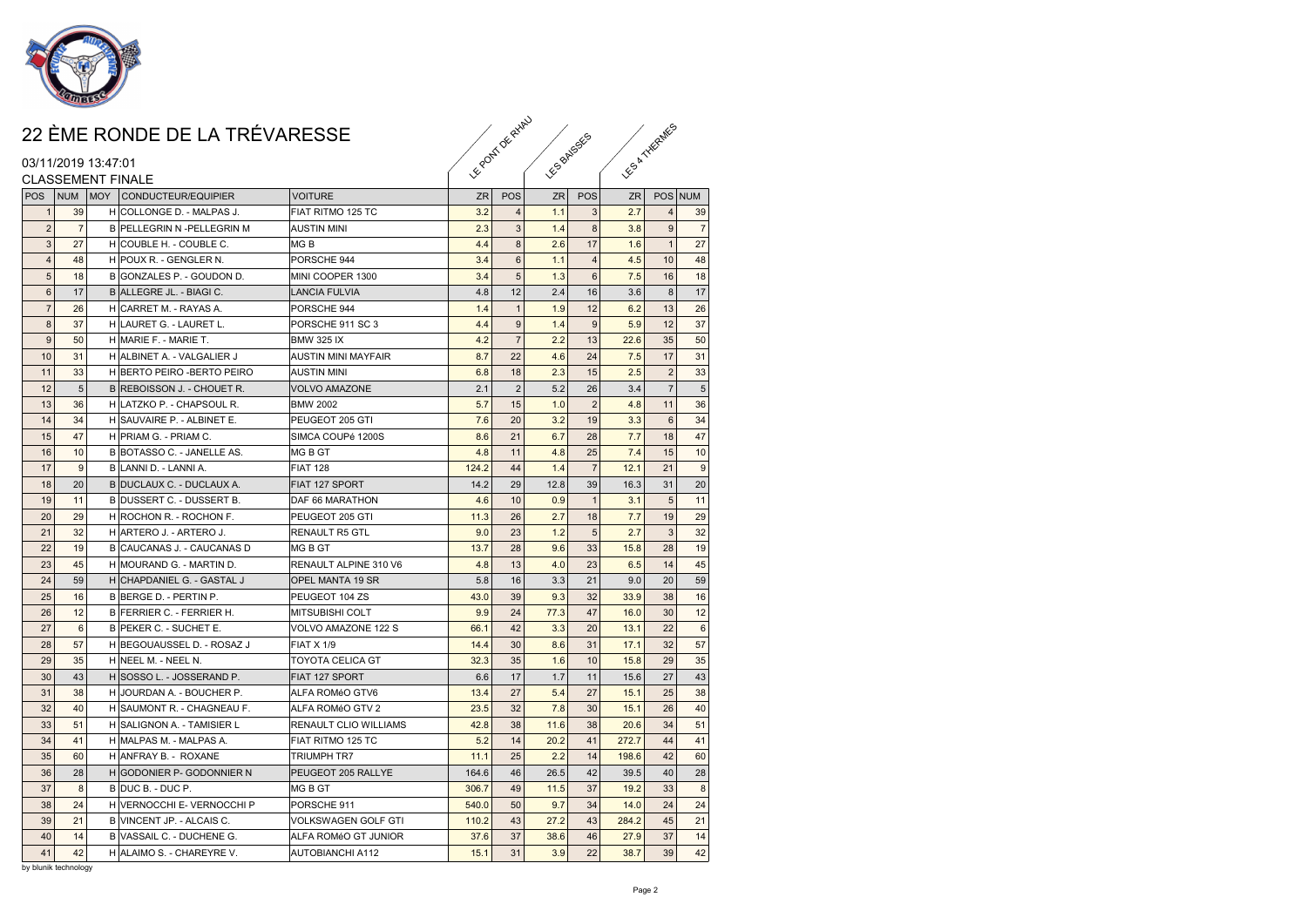# 22 ÈME RONDE DE LA TRÉVARESSE

03/11/2019 13:47:01

CLASSEMENT FINALE

| | | | | | LE PONT DE RHAU | | LES BAISSES | | LES 4 THERMES | | |
|---|---|---|---|---|---|---|---|---|---|---|---|
| POS | NUM | MOY | CONDUCTEUR/EQUIPIER | VOITURE | ZR | POS | ZR | POS | ZR | POS | NUM |
| 1 | 39 | H | COLLONGE D. - MALPAS J. | FIAT RITMO 125 TC | 3.2 | 4 | 1.1 | 3 | 2.7 | 4 | 39 |
| 2 | 7 | B | PELLEGRIN N -PELLEGRIN M | AUSTIN MINI | 2.3 | 3 | 1.4 | 8 | 3.8 | 9 | 7 |
| 3 | 27 | H | COUBLE H. - COUBLE C. | MG B | 4.4 | 8 | 2.6 | 17 | 1.6 | 1 | 27 |
| 4 | 48 | H | POUX R. - GENGLER N. | PORSCHE 944 | 3.4 | 6 | 1.1 | 4 | 4.5 | 10 | 48 |
| 5 | 18 | B | GONZALES P. - GOUDON D. | MINI COOPER 1300 | 3.4 | 5 | 1.3 | 6 | 7.5 | 16 | 18 |
| 6 | 17 | B | ALLEGRE JL. - BIAGI C. | LANCIA FULVIA | 4.8 | 12 | 2.4 | 16 | 3.6 | 8 | 17 |
| 7 | 26 | H | CARRET M. - RAYAS A. | PORSCHE 944 | 1.4 | 1 | 1.9 | 12 | 6.2 | 13 | 26 |
| 8 | 37 | H | LAURET G. - LAURET L. | PORSCHE 911 SC 3 | 4.4 | 9 | 1.4 | 9 | 5.9 | 12 | 37 |
| 9 | 50 | H | MARIE F. - MARIE T. | BMW 325 IX | 4.2 | 7 | 2.2 | 13 | 22.6 | 35 | 50 |
| 10 | 31 | H | ALBINET A. - VALGALIER J | AUSTIN MINI MAYFAIR | 8.7 | 22 | 4.6 | 24 | 7.5 | 17 | 31 |
| 11 | 33 | H | BERTO PEIRO -BERTO PEIRO | AUSTIN MINI | 6.8 | 18 | 2.3 | 15 | 2.5 | 2 | 33 |
| 12 | 5 | B | REBOISSON J. - CHOUET R. | VOLVO AMAZONE | 2.1 | 2 | 5.2 | 26 | 3.4 | 7 | 5 |
| 13 | 36 | H | LATZKO P. - CHAPSOUL R. | BMW 2002 | 5.7 | 15 | 1.0 | 2 | 4.8 | 11 | 36 |
| 14 | 34 | H | SAUVAIRE P. - ALBINET E. | PEUGEOT 205 GTI | 7.6 | 20 | 3.2 | 19 | 3.3 | 6 | 34 |
| 15 | 47 | H | PRIAM G. - PRIAM C. | SIMCA COUPé 1200S | 8.6 | 21 | 6.7 | 28 | 7.7 | 18 | 47 |
| 16 | 10 | B | BOTASSO C. - JANELLE AS. | MG B GT | 4.8 | 11 | 4.8 | 25 | 7.4 | 15 | 10 |
| 17 | 9 | B | LANNI D. - LANNI A. | FIAT 128 | 124.2 | 44 | 1.4 | 7 | 12.1 | 21 | 9 |
| 18 | 20 | B | DUCLAUX C. - DUCLAUX A. | FIAT 127 SPORT | 14.2 | 29 | 12.8 | 39 | 16.3 | 31 | 20 |
| 19 | 11 | B | DUSSERT C. - DUSSERT B. | DAF 66 MARATHON | 4.6 | 10 | 0.9 | 1 | 3.1 | 5 | 11 |
| 20 | 29 | H | ROCHON R. - ROCHON F. | PEUGEOT 205 GTI | 11.3 | 26 | 2.7 | 18 | 7.7 | 19 | 29 |
| 21 | 32 | H | ARTERO J. - ARTERO J. | RENAULT R5 GTL | 9.0 | 23 | 1.2 | 5 | 2.7 | 3 | 32 |
| 22 | 19 | B | CAUCANAS J. - CAUCANAS D | MG B GT | 13.7 | 28 | 9.6 | 33 | 15.8 | 28 | 19 |
| 23 | 45 | H | MOURAND G. - MARTIN D. | RENAULT ALPINE 310 V6 | 4.8 | 13 | 4.0 | 23 | 6.5 | 14 | 45 |
| 24 | 59 | H | CHAPDANIEL G. - GASTAL J | OPEL MANTA 19 SR | 5.8 | 16 | 3.3 | 21 | 9.0 | 20 | 59 |
| 25 | 16 | B | BERGE D. - PERTIN P. | PEUGEOT 104 ZS | 43.0 | 39 | 9.3 | 32 | 33.9 | 38 | 16 |
| 26 | 12 | B | FERRIER C. - FERRIER H. | MITSUBISHI COLT | 9.9 | 24 | 77.3 | 47 | 16.0 | 30 | 12 |
| 27 | 6 | B | PEKER C. - SUCHET E. | VOLVO AMAZONE 122 S | 66.1 | 42 | 3.3 | 20 | 13.1 | 22 | 6 |
| 28 | 57 | H | BEGOUAUSSEL D. - ROSAZ J | FIAT X 1/9 | 14.4 | 30 | 8.6 | 31 | 17.1 | 32 | 57 |
| 29 | 35 | H | NEEL M. - NEEL N. | TOYOTA CELICA GT | 32.3 | 35 | 1.6 | 10 | 15.8 | 29 | 35 |
| 30 | 43 | H | SOSSO L. - JOSSERAND P. | FIAT 127 SPORT | 6.6 | 17 | 1.7 | 11 | 15.6 | 27 | 43 |
| 31 | 38 | H | JOURDAN A. - BOUCHER P. | ALFA ROMéO GTV6 | 13.4 | 27 | 5.4 | 27 | 15.1 | 25 | 38 |
| 32 | 40 | H | SAUMONT R. - CHAGNEAU F. | ALFA ROMéO GTV 2 | 23.5 | 32 | 7.8 | 30 | 15.1 | 26 | 40 |
| 33 | 51 | H | SALIGNON A. - TAMISIER L | RENAULT CLIO WILLIAMS | 42.8 | 38 | 11.6 | 38 | 20.6 | 34 | 51 |
| 34 | 41 | H | MALPAS M. - MALPAS A. | FIAT RITMO 125 TC | 5.2 | 14 | 20.2 | 41 | 272.7 | 44 | 41 |
| 35 | 60 | H | ANFRAY B. - ROXANE | TRIUMPH TR7 | 11.1 | 25 | 2.2 | 14 | 198.6 | 42 | 60 |
| 36 | 28 | H | GODONIER P- GODONNIER N | PEUGEOT 205 RALLYE | 164.6 | 46 | 26.5 | 42 | 39.5 | 40 | 28 |
| 37 | 8 | B | DUC B. - DUC P. | MG B GT | 306.7 | 49 | 11.5 | 37 | 19.2 | 33 | 8 |
| 38 | 24 | H | VERNOCCHI E- VERNOCCHI P | PORSCHE 911 | 540.0 | 50 | 9.7 | 34 | 14.0 | 24 | 24 |
| 39 | 21 | B | VINCENT JP. - ALCAIS C. | VOLKSWAGEN GOLF GTI | 110.2 | 43 | 27.2 | 43 | 284.2 | 45 | 21 |
| 40 | 14 | B | VASSAIL C. - DUCHENE G. | ALFA ROMéO GT JUNIOR | 37.6 | 37 | 38.6 | 46 | 27.9 | 37 | 14 |
| 41 | 42 | H | ALAIMO S. - CHAREYRE V. | AUTOBIANCHI A112 | 15.1 | 31 | 3.9 | 22 | 38.7 | 39 | 42 |

by blunik technology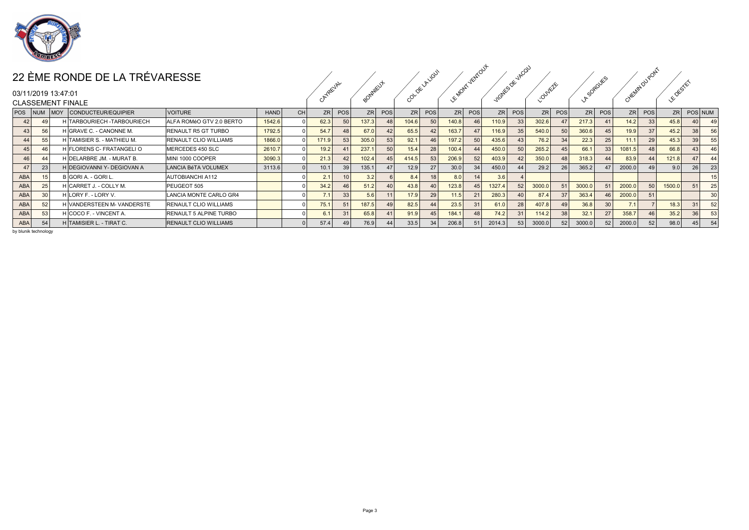# 22 ÈME RONDE DE LA TRÉVARESSE

03/11/2019 13:47:01

CLASSEMENT FINALE

| | | | | | | | CAYREVAL | | BONNIEUX | | COL DE LA LIGUI | | LE MONT VENTOUX | | VIGNES DE VACQU | | L'OUVEZE | | LA SORGUES | | CHEMIN DU PONT | | LE DESTET | | |
|---|---|---|---|---|---|---|---|---|---|---|---|---|---|---|---|---|---|---|---|---|---|---|---|---|---|
| POS | NUM | MOY | CONDUCTEUR/EQUIPIER | VOITURE | HAND | CH | ZR | POS | ZR | POS | ZR | POS | ZR | POS | ZR | POS | ZR | POS | ZR | POS | ZR | POS | ZR | POS | NUM |
| 42 | 49 | H | TARBOURIECH -TARBOURIECH | ALFA ROMéO GTV 2.0 BERTO | 1542.6 | 0 | 62.3 | 50 | 137.3 | 48 | 104.6 | 50 | 140.8 | 46 | 110.9 | 33 | 302.6 | 47 | 217.3 | 41 | 14.2 | 33 | 45.8 | 40 | 49 |
| 43 | 56 | H | GRAVE C. - CANONNE M. | RENAULT R5 GT TURBO | 1792.5 | 0 | 54.7 | 48 | 67.0 | 42 | 65.5 | 42 | 163.7 | 47 | 116.9 | 35 | 540.0 | 50 | 360.6 | 45 | 19.9 | 37 | 45.2 | 38 | 56 |
| 44 | 55 | H | TAMISIER S. - MATHIEU M. | RENAULT CLIO WILLIAMS | 1866.0 | 0 | 171.9 | 53 | 305.0 | 53 | 92.1 | 46 | 197.2 | 50 | 435.6 | 43 | 76.2 | 34 | 22.3 | 25 | 11.1 | 29 | 45.3 | 39 | 55 |
| 45 | 46 | H | FLORENS C- FRATANGELI O | MERCEDES 450 SLC | 2610.7 | 0 | 19.2 | 41 | 237.1 | 50 | 15.4 | 28 | 100.4 | 44 | 450.0 | 50 | 265.2 | 45 | 66.1 | 33 | 1081.5 | 48 | 66.8 | 43 | 46 |
| 46 | 44 | H | DELARBRE JM. - MURAT B. | MINI 1000 COOPER | 3090.3 | 0 | 21.3 | 42 | 102.4 | 45 | 414.5 | 53 | 206.9 | 52 | 403.9 | 42 | 350.0 | 48 | 318.3 | 44 | 83.9 | 44 | 121.8 | 47 | 44 |
| 47 | 23 | H | DEGIOVANNI Y- DEGIOVAN A | LANCIA BéTA VOLUMEX | 3113.6 | 0 | 10.1 | 39 | 135.1 | 47 | 12.9 | 27 | 30.0 | 34 | 450.0 | 44 | 29.2 | 26 | 365.2 | 47 | 2000.0 | 49 | 9.0 | 26 | 23 |
| ABA | 15 | B | GORI A. - GORI L. | AUTOBIANCHI A112 | | 0 | 2.1 | 10 | 3.2 | 6 | 8.4 | 18 | 8.0 | 14 | 3.6 | 4 | | | | | | | | | 15 |
| ABA | 25 | H | CARRET J. - COLLY M. | PEUGEOT 505 | | 0 | 34.2 | 46 | 51.2 | 40 | 43.8 | 40 | 123.8 | 45 | 1327.4 | 52 | 3000.0 | 51 | 3000.0 | 51 | 2000.0 | 50 | 1500.0 | 51 | 25 |
| ABA | 30 | H | LORY F. - LORY V. | LANCIA MONTE CARLO GR4 | | 0 | 7.1 | 33 | 5.6 | 11 | 17.9 | 29 | 11.5 | 21 | 280.3 | 40 | 87.4 | 37 | 363.4 | 46 | 2000.0 | 51 | | | 30 |
| ABA | 52 | H | VANDERSTEEN M- VANDERSTE | RENAULT CLIO WILLIAMS | | 0 | 75.1 | 51 | 187.5 | 49 | 82.5 | 44 | 23.5 | 31 | 61.0 | 28 | 407.8 | 49 | 36.8 | 30 | 7.1 | 7 | 18.3 | 31 | 52 |
| ABA | 53 | H | COCO F. - VINCENT A. | RENAULT 5 ALPINE TURBO | | 0 | 6.1 | 31 | 65.8 | 41 | 91.9 | 45 | 184.1 | 48 | 74.2 | 31 | 114.2 | 38 | 32.1 | 27 | 358.7 | 46 | 35.2 | 36 | 53 |
| ABA | 54 | H | TAMISIER L. - TIRAT C. | RENAULT CLIO WILLIAMS | | 0 | 57.4 | 49 | 76.9 | 44 | 33.5 | 34 | 206.8 | 51 | 2014.3 | 53 | 3000.0 | 52 | 3000.0 | 52 | 2000.0 | 52 | 98.0 | 45 | 54 |

by blunik technology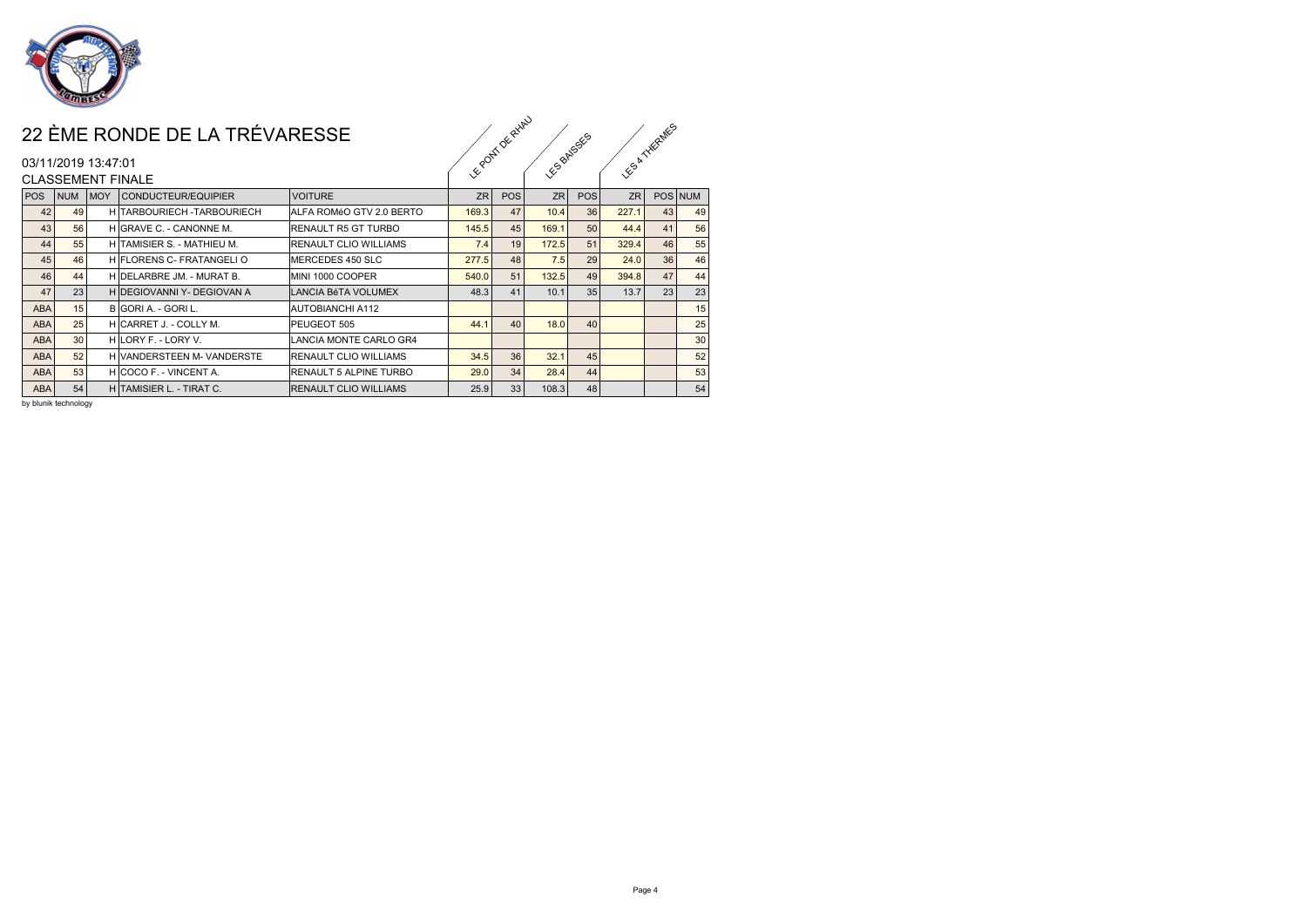# 22 ÈME RONDE DE LA TRÉVARESSE

03/11/2019 13:47:01

CLASSEMENT FINALE

| | | | | | LE PONT DE RHAU | | LES BAISSES | | LES 4 THERMES | | |
|---|---|---|---|---|---|---|---|---|---|---|---|
| POS | NUM | MOY | CONDUCTEUR/EQUIPIER | VOITURE | ZR | POS | ZR | POS | ZR | POS | NUM |
| 42 | 49 | H | TARBOURIECH -TARBOURIECH | ALFA ROMéO GTV 2.0 BERTO | 169.3 | 47 | 10.4 | 36 | 227.1 | 43 | 49 |
| 43 | 56 | H | GRAVE C. - CANONNE M. | RENAULT R5 GT TURBO | 145.5 | 45 | 169.1 | 50 | 44.4 | 41 | 56 |
| 44 | 55 | H | TAMISIER S. - MATHIEU M. | RENAULT CLIO WILLIAMS | 7.4 | 19 | 172.5 | 51 | 329.4 | 46 | 55 |
| 45 | 46 | H | FLORENS C- FRATANGELI O | MERCEDES 450 SLC | 277.5 | 48 | 7.5 | 29 | 24.0 | 36 | 46 |
| 46 | 44 | H | DELARBRE JM. - MURAT B. | MINI 1000 COOPER | 540.0 | 51 | 132.5 | 49 | 394.8 | 47 | 44 |
| 47 | 23 | H | DEGIOVANNI Y- DEGIOVAN A | LANCIA BéTA VOLUMEX | 48.3 | 41 | 10.1 | 35 | 13.7 | 23 | 23 |
| ABA | 15 | B | GORI A. - GORI L. | AUTOBIANCHI A112 | | | | | | | 15 |
| ABA | 25 | H | CARRET J. - COLLY M. | PEUGEOT 505 | 44.1 | 40 | 18.0 | 40 | | | 25 |
| ABA | 30 | H | LORY F. - LORY V. | LANCIA MONTE CARLO GR4 | | | | | | | 30 |
| ABA | 52 | H | VANDERSTEEN M- VANDERSTE | RENAULT CLIO WILLIAMS | 34.5 | 36 | 32.1 | 45 | | | 52 |
| ABA | 53 | H | COCO F. - VINCENT A. | RENAULT 5 ALPINE TURBO | 29.0 | 34 | 28.4 | 44 | | | 53 |
| ABA | 54 | H | TAMISIER L. - TIRAT C. | RENAULT CLIO WILLIAMS | 25.9 | 33 | 108.3 | 48 | | | 54 |

by blunik technology